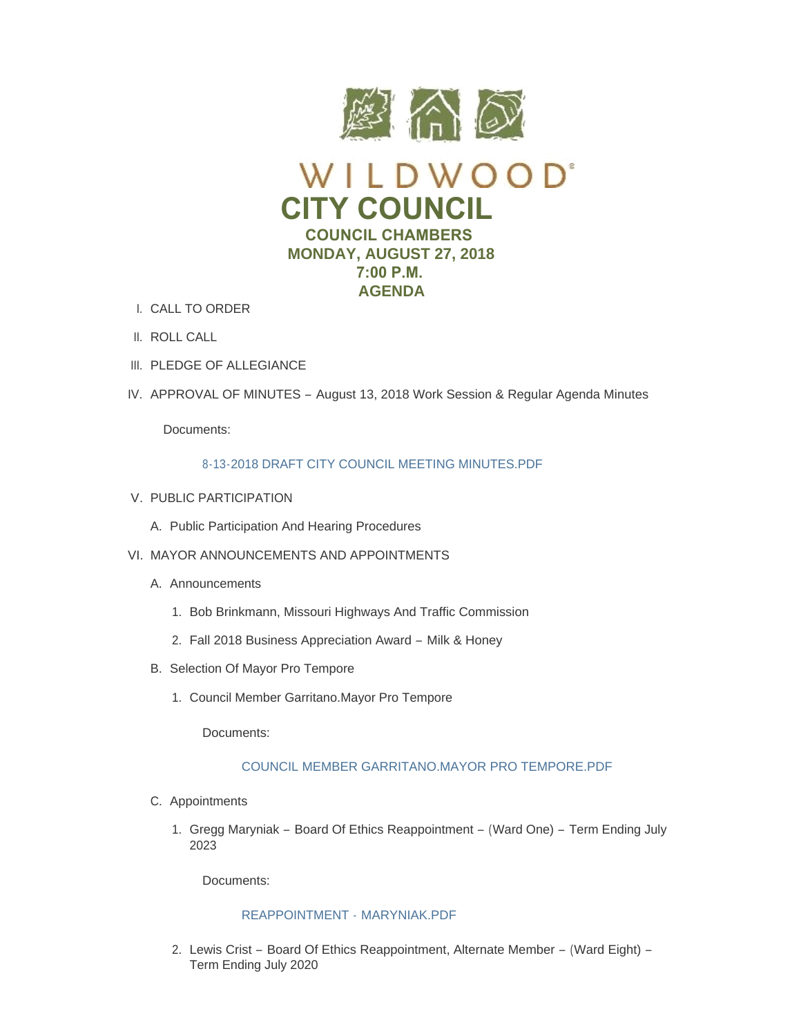# WILDWOOD

# CITY COUNCIL

## COUNCIL CHAMBERS
## MONDAY, AUGUST 27, 2018
## 7:00 P.M.
## AGENDA

I. CALL TO ORDER

II. ROLL CALL

III. PLEDGE OF ALLEGIANCE

IV. APPROVAL OF MINUTES – August 13, 2018 Work Session & Regular Agenda Minutes

   Documents:

   8-13-2018 DRAFT CITY COUNCIL MEETING MINUTES.PDF

V. PUBLIC PARTICIPATION

   A. Public Participation And Hearing Procedures

VI. MAYOR ANNOUNCEMENTS AND APPOINTMENTS

   A. Announcements

      1. Bob Brinkmann, Missouri Highways And Traffic Commission

      2. Fall 2018 Business Appreciation Award – Milk & Honey

   B. Selection Of Mayor Pro Tempore

      1. Council Member Garritano.Mayor Pro Tempore

         Documents:

         COUNCIL MEMBER GARRITANO.MAYOR PRO TEMPORE.PDF

   C. Appointments

      1. Gregg Maryniak – Board Of Ethics Reappointment – (Ward One) – Term Ending July 2023

         Documents:

         REAPPOINTMENT - MARYNIAK.PDF

      2. Lewis Crist – Board Of Ethics Reappointment, Alternate Member – (Ward Eight) – Term Ending July 2020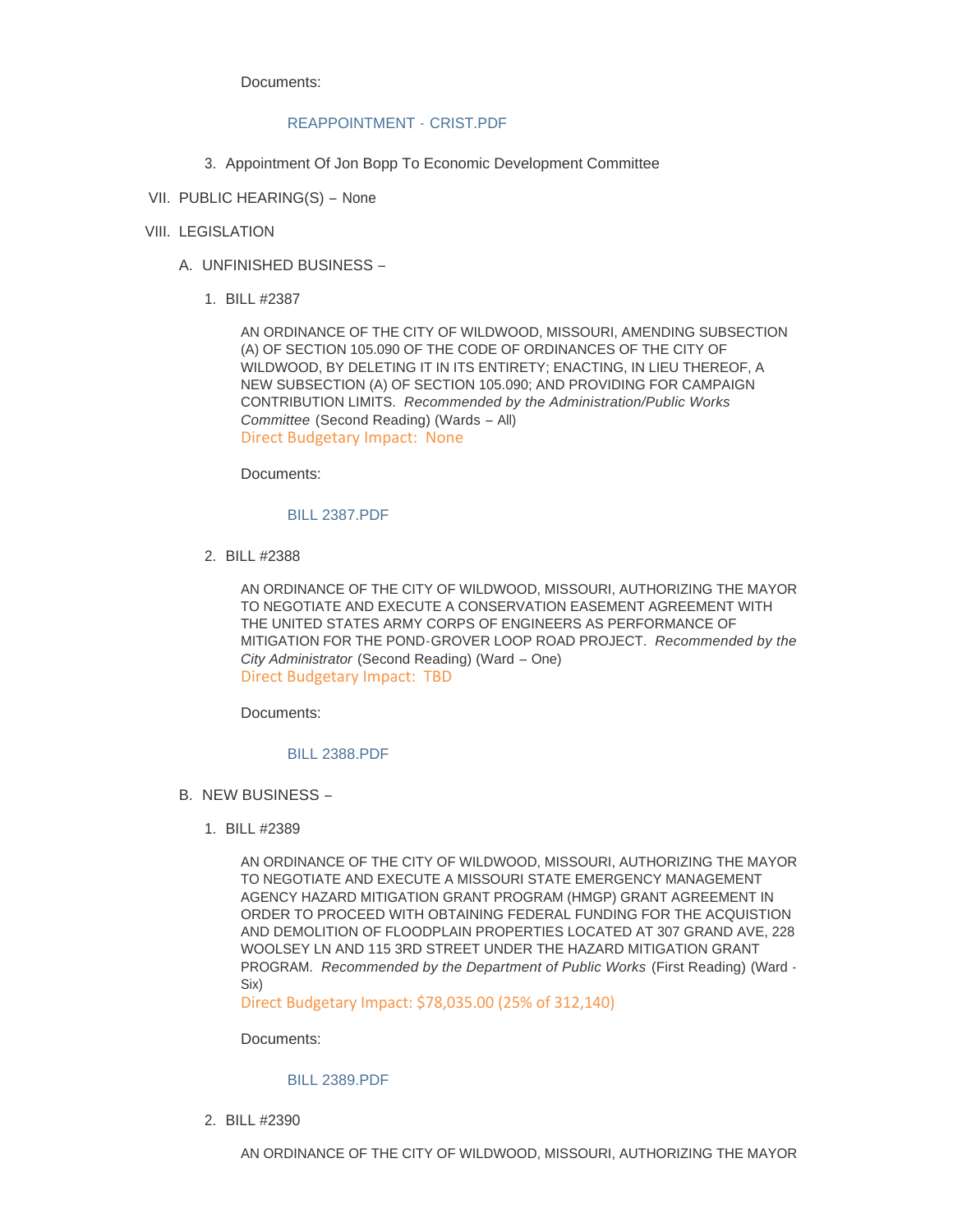Documents:

REAPPOINTMENT - CRIST.PDF

3. Appointment Of Jon Bopp To Economic Development Committee

VII. PUBLIC HEARING(S) – None

VIII. LEGISLATION

A. UNFINISHED BUSINESS –

1. BILL #2387

AN ORDINANCE OF THE CITY OF WILDWOOD, MISSOURI, AMENDING SUBSECTION (A) OF SECTION 105.090 OF THE CODE OF ORDINANCES OF THE CITY OF WILDWOOD, BY DELETING IT IN ITS ENTIRETY; ENACTING, IN LIEU THEREOF, A NEW SUBSECTION (A) OF SECTION 105.090; AND PROVIDING FOR CAMPAIGN CONTRIBUTION LIMITS. *Recommended by the Administration/Public Works Committee* (Second Reading) (Wards – All)
Direct Budgetary Impact: None

Documents:

BILL 2387.PDF

2. BILL #2388

AN ORDINANCE OF THE CITY OF WILDWOOD, MISSOURI, AUTHORIZING THE MAYOR TO NEGOTIATE AND EXECUTE A CONSERVATION EASEMENT AGREEMENT WITH THE UNITED STATES ARMY CORPS OF ENGINEERS AS PERFORMANCE OF MITIGATION FOR THE POND-GROVER LOOP ROAD PROJECT. *Recommended by the City Administrator* (Second Reading) (Ward – One)
Direct Budgetary Impact: TBD

Documents:

BILL 2388.PDF

B. NEW BUSINESS –

1. BILL #2389

AN ORDINANCE OF THE CITY OF WILDWOOD, MISSOURI, AUTHORIZING THE MAYOR TO NEGOTIATE AND EXECUTE A MISSOURI STATE EMERGENCY MANAGEMENT AGENCY HAZARD MITIGATION GRANT PROGRAM (HMGP) GRANT AGREEMENT IN ORDER TO PROCEED WITH OBTAINING FEDERAL FUNDING FOR THE ACQUISTION AND DEMOLITION OF FLOODPLAIN PROPERTIES LOCATED AT 307 GRAND AVE, 228 WOOLSEY LN AND 115 3RD STREET UNDER THE HAZARD MITIGATION GRANT PROGRAM. *Recommended by the Department of Public Works* (First Reading) (Ward - Six)
Direct Budgetary Impact: $78,035.00 (25% of 312,140)

Documents:

BILL 2389.PDF

2. BILL #2390

AN ORDINANCE OF THE CITY OF WILDWOOD, MISSOURI, AUTHORIZING THE MAYOR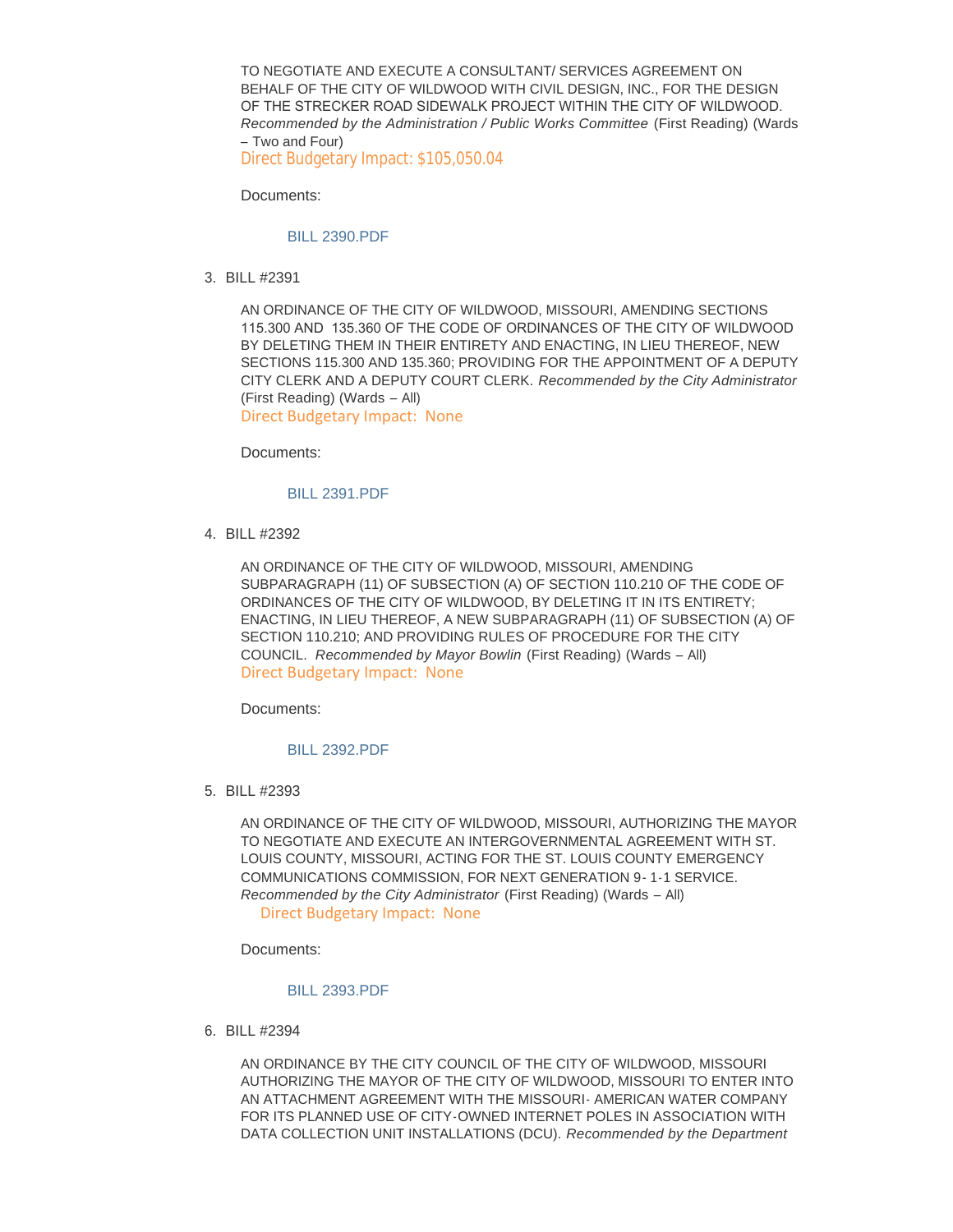TO NEGOTIATE AND EXECUTE A CONSULTANT/ SERVICES AGREEMENT ON BEHALF OF THE CITY OF WILDWOOD WITH CIVIL DESIGN, INC., FOR THE DESIGN OF THE STRECKER ROAD SIDEWALK PROJECT WITHIN THE CITY OF WILDWOOD. *Recommended by the Administration / Public Works Committee* (First Reading) (Wards – Two and Four)
Direct Budgetary Impact: $105,050.04

Documents:

BILL 2390.PDF

3. BILL #2391

AN ORDINANCE OF THE CITY OF WILDWOOD, MISSOURI, AMENDING SECTIONS 115.300 AND 135.360 OF THE CODE OF ORDINANCES OF THE CITY OF WILDWOOD BY DELETING THEM IN THEIR ENTIRETY AND ENACTING, IN LIEU THEREOF, NEW SECTIONS 115.300 AND 135.360; PROVIDING FOR THE APPOINTMENT OF A DEPUTY CITY CLERK AND A DEPUTY COURT CLERK. *Recommended by the City Administrator* (First Reading) (Wards – All)
Direct Budgetary Impact: None

Documents:

BILL 2391.PDF

4. BILL #2392

AN ORDINANCE OF THE CITY OF WILDWOOD, MISSOURI, AMENDING SUBPARAGRAPH (11) OF SUBSECTION (A) OF SECTION 110.210 OF THE CODE OF ORDINANCES OF THE CITY OF WILDWOOD, BY DELETING IT IN ITS ENTIRETY; ENACTING, IN LIEU THEREOF, A NEW SUBPARAGRAPH (11) OF SUBSECTION (A) OF SECTION 110.210; AND PROVIDING RULES OF PROCEDURE FOR THE CITY COUNCIL. *Recommended by Mayor Bowlin* (First Reading) (Wards – All)
Direct Budgetary Impact: None

Documents:

BILL 2392.PDF

5. BILL #2393

AN ORDINANCE OF THE CITY OF WILDWOOD, MISSOURI, AUTHORIZING THE MAYOR TO NEGOTIATE AND EXECUTE AN INTERGOVERNMENTAL AGREEMENT WITH ST. LOUIS COUNTY, MISSOURI, ACTING FOR THE ST. LOUIS COUNTY EMERGENCY COMMUNICATIONS COMMISSION, FOR NEXT GENERATION 9- 1-1 SERVICE. *Recommended by the City Administrator* (First Reading) (Wards – All)
Direct Budgetary Impact: None

Documents:

BILL 2393.PDF

6. BILL #2394

AN ORDINANCE BY THE CITY COUNCIL OF THE CITY OF WILDWOOD, MISSOURI AUTHORIZING THE MAYOR OF THE CITY OF WILDWOOD, MISSOURI TO ENTER INTO AN ATTACHMENT AGREEMENT WITH THE MISSOURI- AMERICAN WATER COMPANY FOR ITS PLANNED USE OF CITY-OWNED INTERNET POLES IN ASSOCIATION WITH DATA COLLECTION UNIT INSTALLATIONS (DCU). *Recommended by the Department*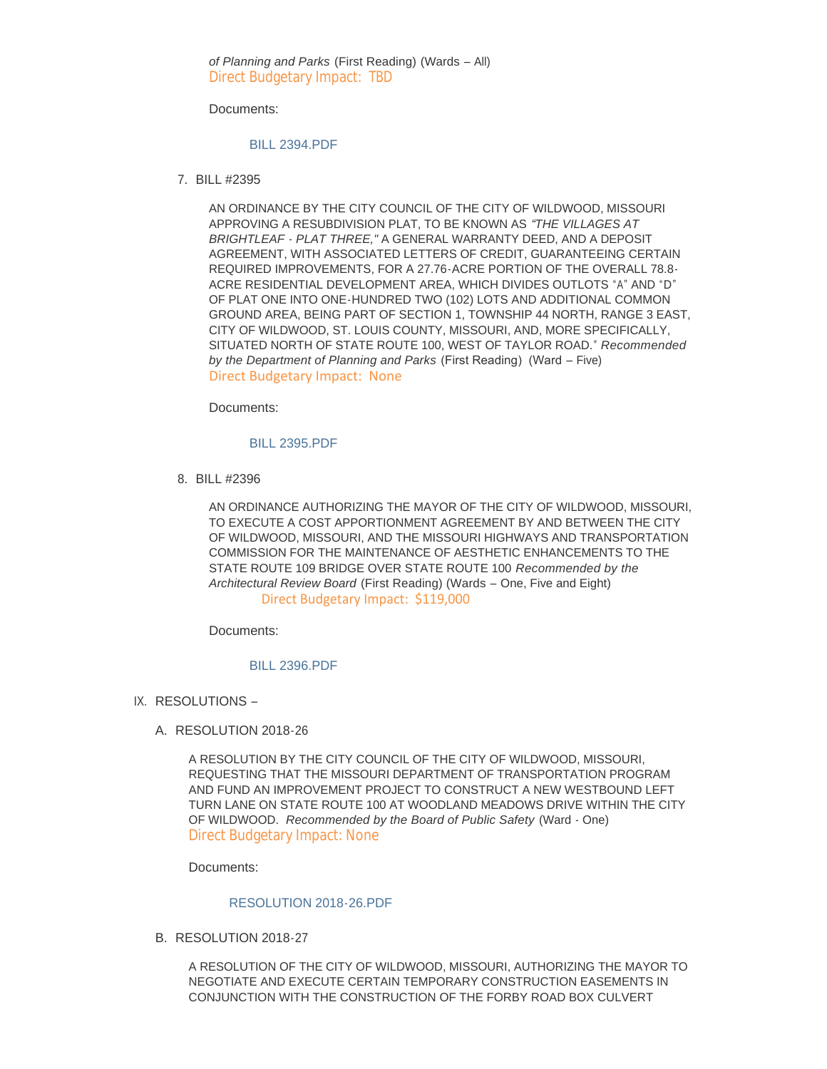*of Planning and Parks* (First Reading) (Wards – All)
Direct Budgetary Impact: TBD

Documents:

BILL 2394.PDF

7. BILL #2395

AN ORDINANCE BY THE CITY COUNCIL OF THE CITY OF WILDWOOD, MISSOURI APPROVING A RESUBDIVISION PLAT, TO BE KNOWN AS *"THE VILLAGES AT BRIGHTLEAF - PLAT THREE,"* A GENERAL WARRANTY DEED, AND A DEPOSIT AGREEMENT, WITH ASSOCIATED LETTERS OF CREDIT, GUARANTEEING CERTAIN REQUIRED IMPROVEMENTS, FOR A 27.76-ACRE PORTION OF THE OVERALL 78.8-ACRE RESIDENTIAL DEVELOPMENT AREA, WHICH DIVIDES OUTLOTS "A" AND "D" OF PLAT ONE INTO ONE-HUNDRED TWO (102) LOTS AND ADDITIONAL COMMON GROUND AREA, BEING PART OF SECTION 1, TOWNSHIP 44 NORTH, RANGE 3 EAST, CITY OF WILDWOOD, ST. LOUIS COUNTY, MISSOURI, AND, MORE SPECIFICALLY, SITUATED NORTH OF STATE ROUTE 100, WEST OF TAYLOR ROAD." *Recommended by the Department of Planning and Parks* (First Reading) (Ward – Five)
Direct Budgetary Impact: None

Documents:

BILL 2395.PDF

8. BILL #2396

AN ORDINANCE AUTHORIZING THE MAYOR OF THE CITY OF WILDWOOD, MISSOURI, TO EXECUTE A COST APPORTIONMENT AGREEMENT BY AND BETWEEN THE CITY OF WILDWOOD, MISSOURI, AND THE MISSOURI HIGHWAYS AND TRANSPORTATION COMMISSION FOR THE MAINTENANCE OF AESTHETIC ENHANCEMENTS TO THE STATE ROUTE 109 BRIDGE OVER STATE ROUTE 100 *Recommended by the Architectural Review Board* (First Reading) (Wards – One, Five and Eight)
Direct Budgetary Impact: $119,000

Documents:

BILL 2396.PDF

## IX. RESOLUTIONS –

### A. RESOLUTION 2018-26

A RESOLUTION BY THE CITY COUNCIL OF THE CITY OF WILDWOOD, MISSOURI, REQUESTING THAT THE MISSOURI DEPARTMENT OF TRANSPORTATION PROGRAM AND FUND AN IMPROVEMENT PROJECT TO CONSTRUCT A NEW WESTBOUND LEFT TURN LANE ON STATE ROUTE 100 AT WOODLAND MEADOWS DRIVE WITHIN THE CITY OF WILDWOOD. *Recommended by the Board of Public Safety* (Ward - One)
Direct Budgetary Impact: None

Documents:

RESOLUTION 2018-26.PDF

### B. RESOLUTION 2018-27

A RESOLUTION OF THE CITY OF WILDWOOD, MISSOURI, AUTHORIZING THE MAYOR TO NEGOTIATE AND EXECUTE CERTAIN TEMPORARY CONSTRUCTION EASEMENTS IN CONJUNCTION WITH THE CONSTRUCTION OF THE FORBY ROAD BOX CULVERT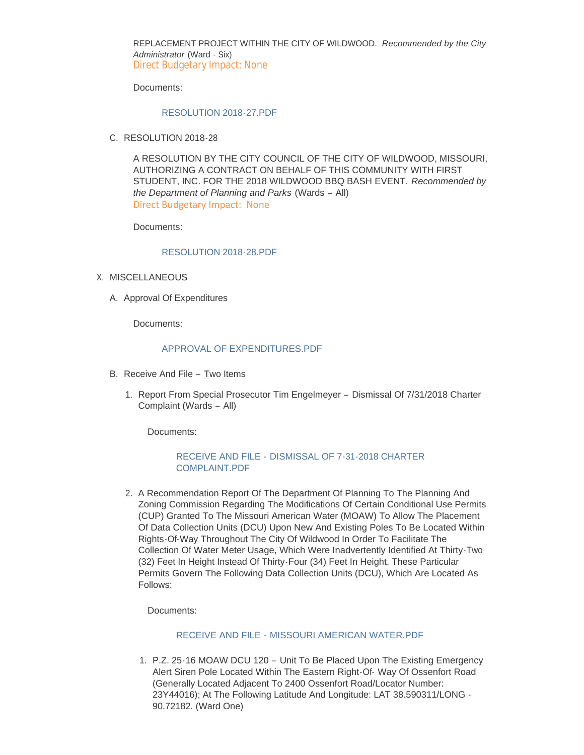REPLACEMENT PROJECT WITHIN THE CITY OF WILDWOOD. *Recommended by the City Administrator* (Ward - Six)
Direct Budgetary Impact: None

Documents:

RESOLUTION 2018-27.PDF

C. RESOLUTION 2018-28

A RESOLUTION BY THE CITY COUNCIL OF THE CITY OF WILDWOOD, MISSOURI, AUTHORIZING A CONTRACT ON BEHALF OF THIS COMMUNITY WITH FIRST STUDENT, INC. FOR THE 2018 WILDWOOD BBQ BASH EVENT. *Recommended by the Department of Planning and Parks* (Wards – All)
Direct Budgetary Impact: None

Documents:

RESOLUTION 2018-28.PDF

X. MISCELLANEOUS

A. Approval Of Expenditures

Documents:

APPROVAL OF EXPENDITURES.PDF

B. Receive And File – Two Items

1. Report From Special Prosecutor Tim Engelmeyer – Dismissal Of 7/31/2018 Charter Complaint (Wards – All)

   Documents:

   RECEIVE AND FILE - DISMISSAL OF 7-31-2018 CHARTER COMPLAINT.PDF

2. A Recommendation Report Of The Department Of Planning To The Planning And Zoning Commission Regarding The Modifications Of Certain Conditional Use Permits (CUP) Granted To The Missouri American Water (MOAW) To Allow The Placement Of Data Collection Units (DCU) Upon New And Existing Poles To Be Located Within Rights-Of-Way Throughout The City Of Wildwood In Order To Facilitate The Collection Of Water Meter Usage, Which Were Inadvertently Identified At Thirty-Two (32) Feet In Height Instead Of Thirty-Four (34) Feet In Height. These Particular Permits Govern The Following Data Collection Units (DCU), Which Are Located As Follows:

   Documents:

   RECEIVE AND FILE - MISSOURI AMERICAN WATER.PDF

   1. P.Z. 25-16 MOAW DCU 120 – Unit To Be Placed Upon The Existing Emergency Alert Siren Pole Located Within The Eastern Right-Of- Way Of Ossenfort Road (Generally Located Adjacent To 2400 Ossenfort Road/Locator Number: 23Y44016); At The Following Latitude And Longitude: LAT 38.590311/LONG -90.72182. (Ward One)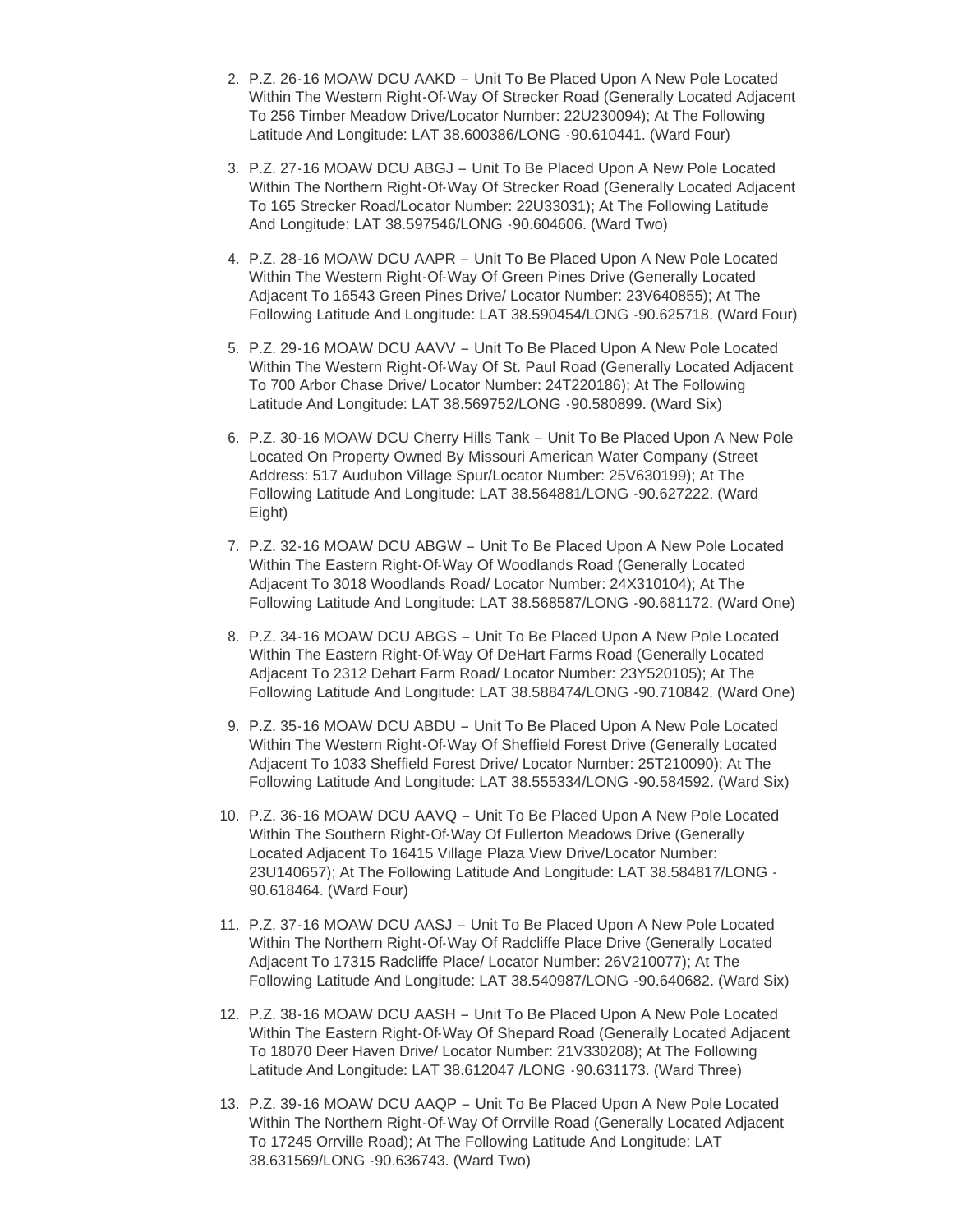2. P.Z. 26-16 MOAW DCU AAKD – Unit To Be Placed Upon A New Pole Located Within The Western Right-Of-Way Of Strecker Road (Generally Located Adjacent To 256 Timber Meadow Drive/Locator Number: 22U230094); At The Following Latitude And Longitude: LAT 38.600386/LONG -90.610441. (Ward Four)
3. P.Z. 27-16 MOAW DCU ABGJ – Unit To Be Placed Upon A New Pole Located Within The Northern Right-Of-Way Of Strecker Road (Generally Located Adjacent To 165 Strecker Road/Locator Number: 22U33031); At The Following Latitude And Longitude: LAT 38.597546/LONG -90.604606. (Ward Two)
4. P.Z. 28-16 MOAW DCU AAPR – Unit To Be Placed Upon A New Pole Located Within The Western Right-Of-Way Of Green Pines Drive (Generally Located Adjacent To 16543 Green Pines Drive/ Locator Number: 23V640855); At The Following Latitude And Longitude: LAT 38.590454/LONG -90.625718. (Ward Four)
5. P.Z. 29-16 MOAW DCU AAVV – Unit To Be Placed Upon A New Pole Located Within The Western Right-Of-Way Of St. Paul Road (Generally Located Adjacent To 700 Arbor Chase Drive/ Locator Number: 24T220186); At The Following Latitude And Longitude: LAT 38.569752/LONG -90.580899. (Ward Six)
6. P.Z. 30-16 MOAW DCU Cherry Hills Tank – Unit To Be Placed Upon A New Pole Located On Property Owned By Missouri American Water Company (Street Address: 517 Audubon Village Spur/Locator Number: 25V630199); At The Following Latitude And Longitude: LAT 38.564881/LONG -90.627222. (Ward Eight)
7. P.Z. 32-16 MOAW DCU ABGW – Unit To Be Placed Upon A New Pole Located Within The Eastern Right-Of-Way Of Woodlands Road (Generally Located Adjacent To 3018 Woodlands Road/ Locator Number: 24X310104); At The Following Latitude And Longitude: LAT 38.568587/LONG -90.681172. (Ward One)
8. P.Z. 34-16 MOAW DCU ABGS – Unit To Be Placed Upon A New Pole Located Within The Eastern Right-Of-Way Of DeHart Farms Road (Generally Located Adjacent To 2312 Dehart Farm Road/ Locator Number: 23Y520105); At The Following Latitude And Longitude: LAT 38.588474/LONG -90.710842. (Ward One)
9. P.Z. 35-16 MOAW DCU ABDU – Unit To Be Placed Upon A New Pole Located Within The Western Right-Of-Way Of Sheffield Forest Drive (Generally Located Adjacent To 1033 Sheffield Forest Drive/ Locator Number: 25T210090); At The Following Latitude And Longitude: LAT 38.555334/LONG -90.584592. (Ward Six)
10. P.Z. 36-16 MOAW DCU AAVQ – Unit To Be Placed Upon A New Pole Located Within The Southern Right-Of-Way Of Fullerton Meadows Drive (Generally Located Adjacent To 16415 Village Plaza View Drive/Locator Number: 23U140657); At The Following Latitude And Longitude: LAT 38.584817/LONG -90.618464. (Ward Four)
11. P.Z. 37-16 MOAW DCU AASJ – Unit To Be Placed Upon A New Pole Located Within The Northern Right-Of-Way Of Radcliffe Place Drive (Generally Located Adjacent To 17315 Radcliffe Place/ Locator Number: 26V210077); At The Following Latitude And Longitude: LAT 38.540987/LONG -90.640682. (Ward Six)
12. P.Z. 38-16 MOAW DCU AASH – Unit To Be Placed Upon A New Pole Located Within The Eastern Right-Of-Way Of Shepard Road (Generally Located Adjacent To 18070 Deer Haven Drive/ Locator Number: 21V330208); At The Following Latitude And Longitude: LAT 38.612047 /LONG -90.631173. (Ward Three)
13. P.Z. 39-16 MOAW DCU AAQP – Unit To Be Placed Upon A New Pole Located Within The Northern Right-Of-Way Of Orrville Road (Generally Located Adjacent To 17245 Orrville Road); At The Following Latitude And Longitude: LAT 38.631569/LONG -90.636743. (Ward Two)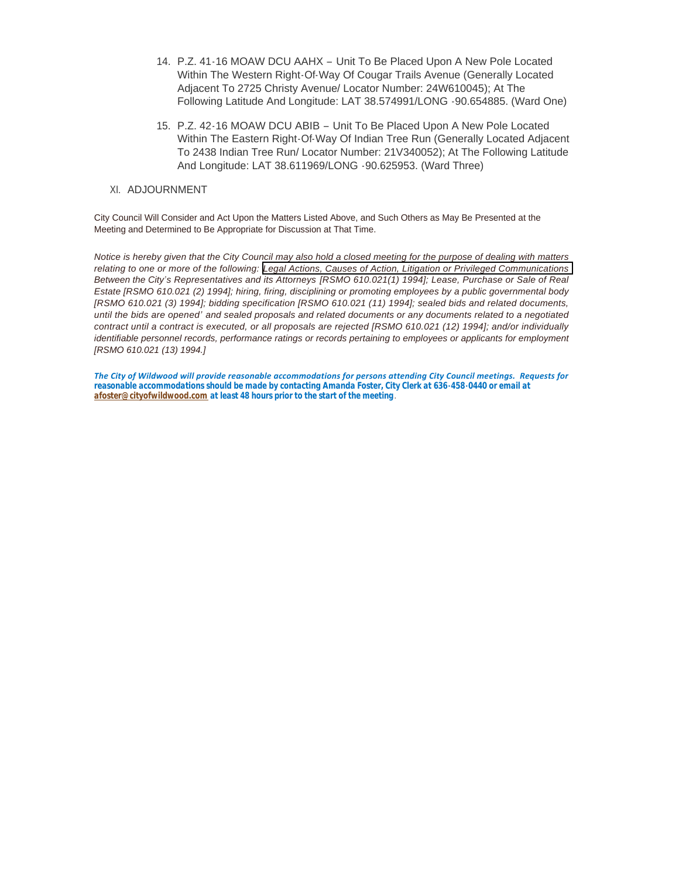14. P.Z. 41-16 MOAW DCU AAHX – Unit To Be Placed Upon A New Pole Located Within The Western Right-Of-Way Of Cougar Trails Avenue (Generally Located Adjacent To 2725 Christy Avenue/ Locator Number: 24W610045); At The Following Latitude And Longitude: LAT 38.574991/LONG -90.654885. (Ward One)

15. P.Z. 42-16 MOAW DCU ABIB – Unit To Be Placed Upon A New Pole Located Within The Eastern Right-Of-Way Of Indian Tree Run (Generally Located Adjacent To 2438 Indian Tree Run/ Locator Number: 21V340052); At The Following Latitude And Longitude: LAT 38.611969/LONG -90.625953. (Ward Three)

XI. ADJOURNMENT

City Council Will Consider and Act Upon the Matters Listed Above, and Such Others as May Be Presented at the Meeting and Determined to Be Appropriate for Discussion at That Time.

*Notice is hereby given that the City Council may also hold a closed meeting for the purpose of dealing with matters relating to one or more of the following: Legal Actions, Causes of Action, Litigation or Privileged Communications Between the City's Representatives and its Attorneys [RSMO 610.021(1) 1994]; Lease, Purchase or Sale of Real Estate [RSMO 610.021 (2) 1994]; hiring, firing, disciplining or promoting employees by a public governmental body [RSMO 610.021 (3) 1994]; bidding specification [RSMO 610.021 (11) 1994]; sealed bids and related documents, until the bids are opened' and sealed proposals and related documents or any documents related to a negotiated contract until a contract is executed, or all proposals are rejected [RSMO 610.021 (12) 1994]; and/or individually identifiable personnel records, performance ratings or records pertaining to employees or applicants for employment [RSMO 610.021 (13) 1994.]*

***The City of Wildwood will provide reasonable accommodations for persons attending City Council meetings. Requests for*** **reasonable accommodations should be made by contacting Amanda Foster, City Clerk at 636-458-0440 or email at afoster@cityofwildwood.com at least 48 hours prior to the start of the meeting**.